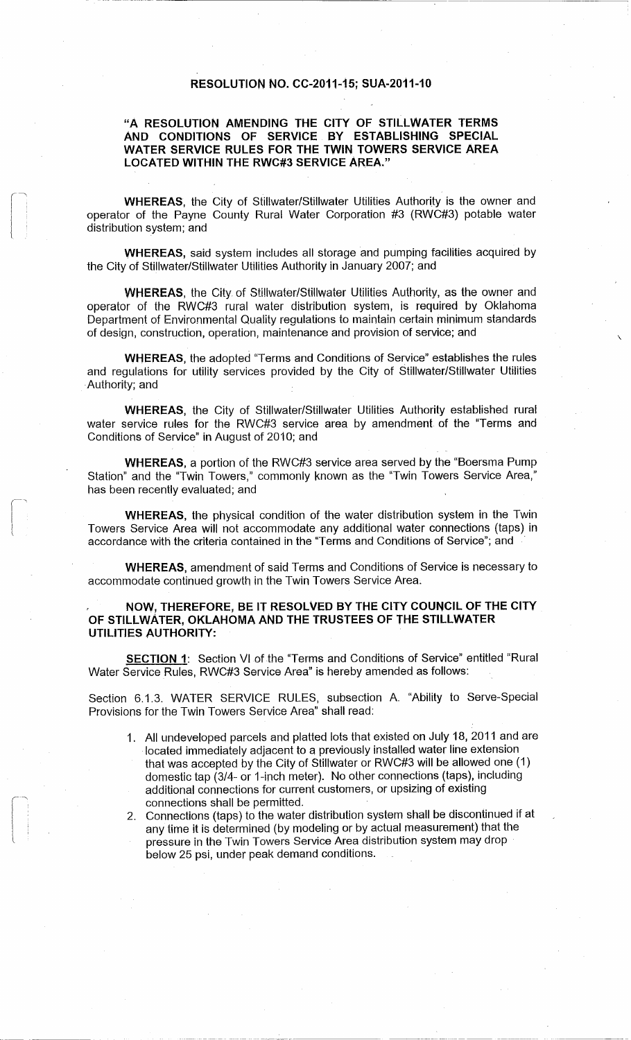# RESOLUTION NO. CC-2011-15; SUA-2011-10

## "A RESOLUTION AMENDING THE CITY OF STILLWATER TERMS AND CONDITIONS OF SERVICE BY ESTABLISHING SPECIAL WATER SERVICE RULES FOR THE TWIN TOWERS SERVICE AREA LOCATED WITHIN THE RWC#3 SERVICE AREA."

**WHEREAS,** the City of Stillwater/Stillwater Utilities Authority is the owner and operator of the Payne County Rural Water Corporation #3 (RWC#3) potable water distribution system; and

**WHEREAS,** said system includes all storage and pumping facilities acquired by the City of Stillwater/Stillwater Utilities Authority in January 2007; and

**WHEREAS,** the City of Stillwater/Stillwater Utilities Authority, as the owner and operator of the RWC#3 rural water distribution system, is required by Oklahoma Department of Environmental Quality regulations to maintain certain minimum standards of design, construction, operation, maintenance and provision of service; and

**WHEREAS,** the adopted "Terms and Conditions of Service" establishes the rules and regulations for utility services provided by the City of Stillwater/Stillwater Utilities Authority; and

**WHEREAS,** the City of Stillwater/Stillwater Utilities Authority established rural water service rules for the RWC#3 service area by amendment of the "Terms and Conditions of Service" in August of 2010; and

**WHEREAS,** a portion of the RWC#3 service area served by the "Boersma Pump Station" and the "Twin Towers," commonly known as the "Twin Towers Service Area," has been recently evaluated; and

**WHEREAS,** the physical condition of the water distribution system in the Twin Towers Service Area will not accommodate any additional water connections (taps) in accordance with the criteria contained in the "Terms and Conditions of Service"; and

**WHEREAS,** amendment of said Terms and Conditions of Service is necessary to accommodate continued growth in the Twin Towers Service Area.

**NOW, THEREFORE, BE IT RESOLVED BY THE CITY COUNCIL OF THE CITY OF STILLWATER, OKLAHOMA AND THE TRUSTEES OF THE STILLWATER UTILITIES AUTHORITY:**

**SECTION 1**: Section VI of the "Terms and Conditions of Service" entitled "Rural Water Service Rules, RWC#3 Service Area" is hereby amended as follows:

Section 6.1.3. WATER SERVICE RULES, subsection A. "Ability to Serve-Special Provisions for the Twin Towers Service Area" shall read:

1. All undeveloped parcels and platted lots that existed on July 18, 2011 and are located immediately adjacent to a previously installed water line extension that was accepted by the City of Stillwater or RWC#3 will be allowed one (1) domestic tap (3/4- or 1-inch meter). No other connections (taps), including additional connections for current customers, or upsizing of existing connections shall be permitted.
2. Connections (taps) to the water distribution system shall be discontinued if at any time it is determined (by modeling or by actual measurement) that the pressure in the Twin Towers Service Area distribution system may drop below 25 psi, under peak demand conditions.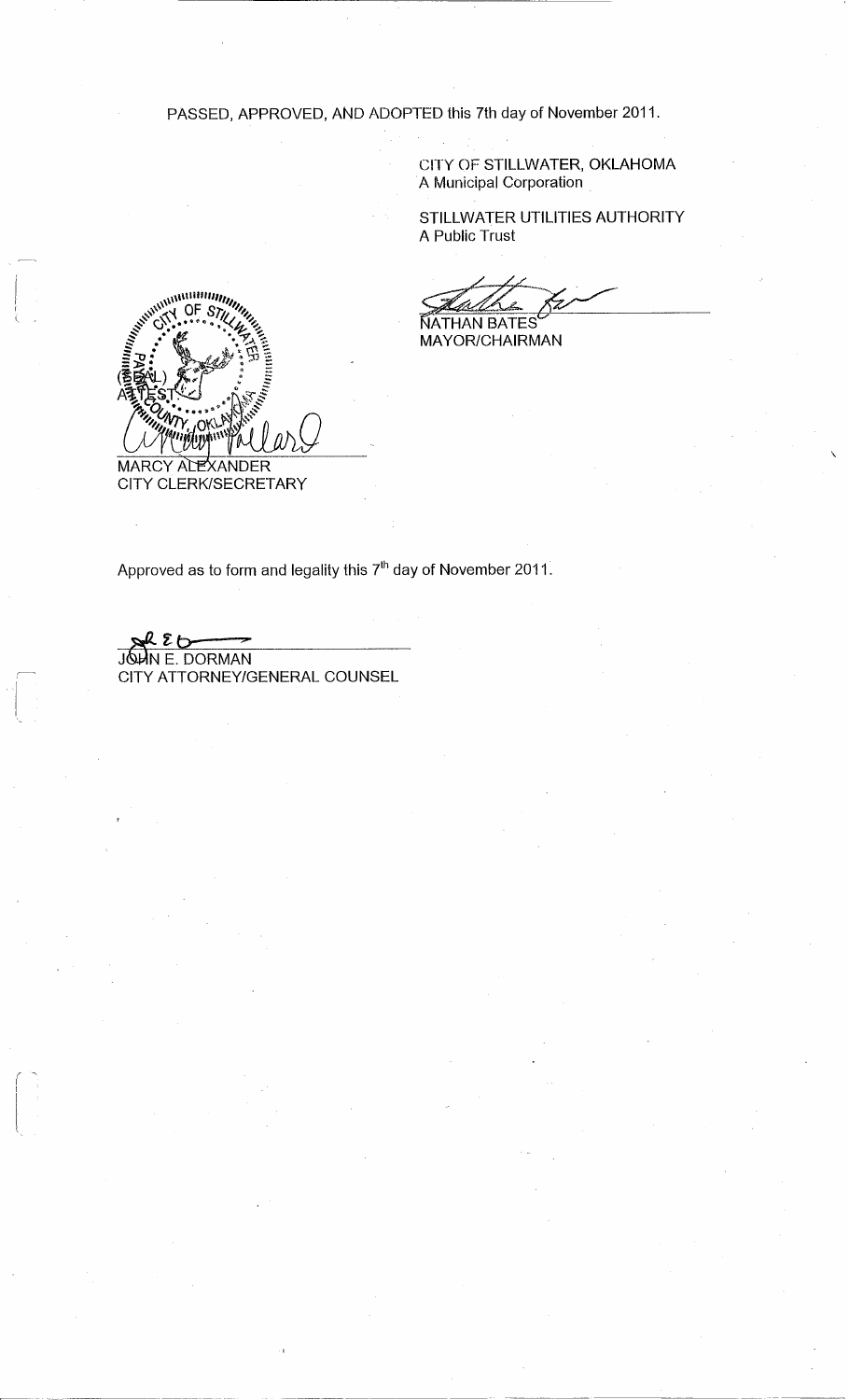PASSED, APPROVED, AND ADOPTED this 7th day of November 2011.

CITY OF STILLWATER, OKLAHOMA
A Municipal Corporation

STILLWATER UTILITIES AUTHORITY
A Public Trust

NATHAN BATES
MAYOR/CHAIRMAN

(SEAL)
ATTEST:

MARCY ALEXANDER
CITY CLERK/SECRETARY

Approved as to form and legality this 7th day of November 2011.

JOHN E. DORMAN
CITY ATTORNEY/GENERAL COUNSEL